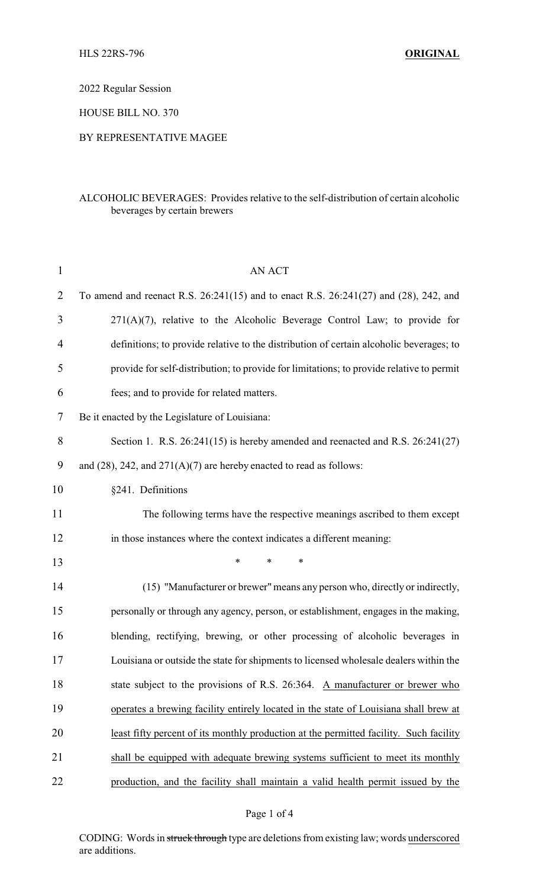HLS 22RS-796 **ORIGINAL**

2022 Regular Session

HOUSE BILL NO. 370

BY REPRESENTATIVE MAGEE

ALCOHOLIC BEVERAGES: Provides relative to the self-distribution of certain alcoholic beverages by certain brewers

AN ACT

To amend and reenact R.S. 26:241(15) and to enact R.S. 26:241(27) and (28), 242, and 271(A)(7), relative to the Alcoholic Beverage Control Law; to provide for definitions; to provide relative to the distribution of certain alcoholic beverages; to provide for self-distribution; to provide for limitations; to provide relative to permit fees; and to provide for related matters.

Be it enacted by the Legislature of Louisiana:

Section 1. R.S. 26:241(15) is hereby amended and reenacted and R.S. 26:241(27) and (28), 242, and 271(A)(7) are hereby enacted to read as follows:

§241. Definitions

The following terms have the respective meanings ascribed to them except in those instances where the context indicates a different meaning:

\* \* \*

(15) "Manufacturer or brewer" means any person who, directly or indirectly, personally or through any agency, person, or establishment, engages in the making, blending, rectifying, brewing, or other processing of alcoholic beverages in Louisiana or outside the state for shipments to licensed wholesale dealers within the state subject to the provisions of R.S. 26:364. <u>A manufacturer or brewer who operates a brewing facility entirely located in the state of Louisiana shall brew at least fifty percent of its monthly production at the permitted facility. Such facility shall be equipped with adequate brewing systems sufficient to meet its monthly production, and the facility shall maintain a valid health permit issued by the</u>

CODING: Words in ~~struck through~~ type are deletions from existing law; words <u>underscored</u> are additions.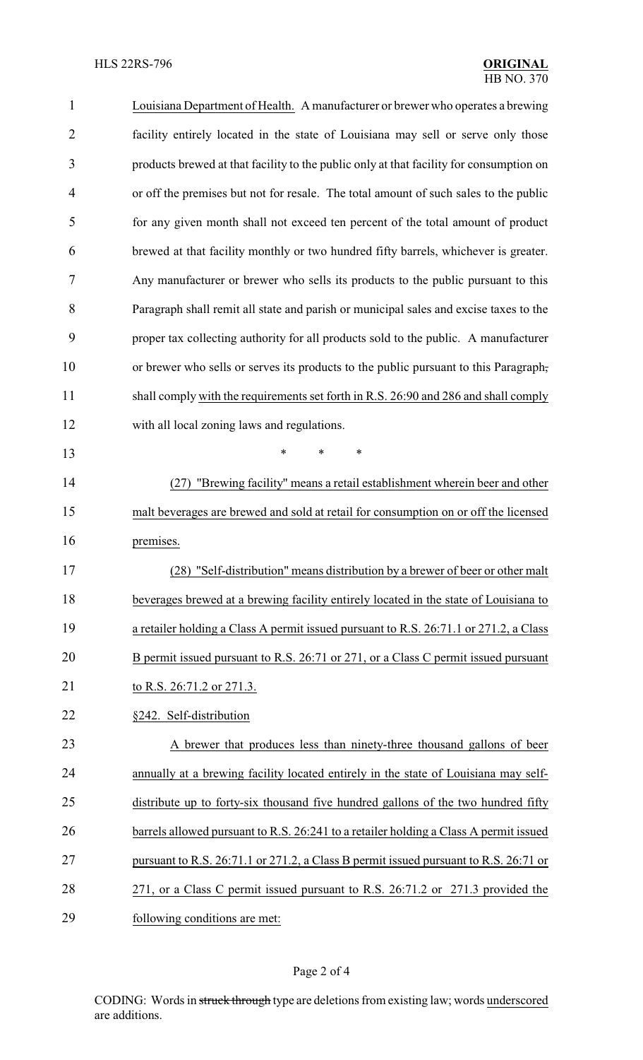Louisiana Department of Health. A manufacturer or brewer who operates a brewing facility entirely located in the state of Louisiana may sell or serve only those products brewed at that facility to the public only at that facility for consumption on or off the premises but not for resale. The total amount of such sales to the public for any given month shall not exceed ten percent of the total amount of product brewed at that facility monthly or two hundred fifty barrels, whichever is greater. Any manufacturer or brewer who sells its products to the public pursuant to this Paragraph shall remit all state and parish or municipal sales and excise taxes to the proper tax collecting authority for all products sold to the public. A manufacturer or brewer who sells or serves its products to the public pursuant to this Paragraph~~,~~ shall comply with the requirements set forth in R.S. 26:90 and 286 and shall comply with all local zoning laws and regulations.

\* \* \*

(27) "Brewing facility" means a retail establishment wherein beer and other malt beverages are brewed and sold at retail for consumption on or off the licensed premises.

(28) "Self-distribution" means distribution by a brewer of beer or other malt beverages brewed at a brewing facility entirely located in the state of Louisiana to a retailer holding a Class A permit issued pursuant to R.S. 26:71.1 or 271.2, a Class B permit issued pursuant to R.S. 26:71 or 271, or a Class C permit issued pursuant to R.S. 26:71.2 or 271.3.

§242. Self-distribution

A brewer that produces less than ninety-three thousand gallons of beer annually at a brewing facility located entirely in the state of Louisiana may self-distribute up to forty-six thousand five hundred gallons of the two hundred fifty barrels allowed pursuant to R.S. 26:241 to a retailer holding a Class A permit issued pursuant to R.S. 26:71.1 or 271.2, a Class B permit issued pursuant to R.S. 26:71 or 271, or a Class C permit issued pursuant to R.S. 26:71.2 or 271.3 provided the following conditions are met: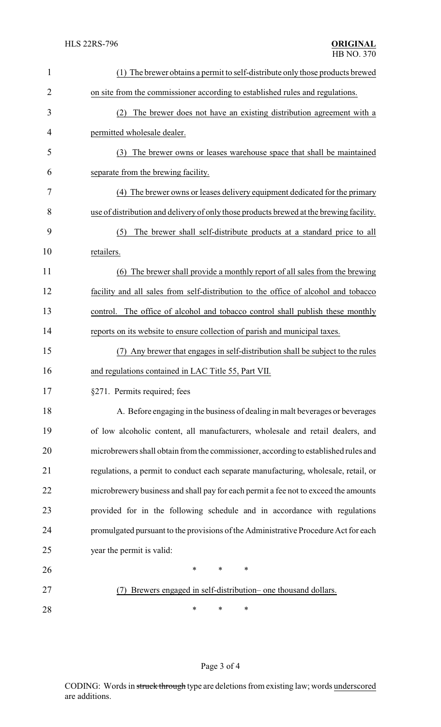(1) The brewer obtains a permit to self-distribute only those products brewed on site from the commissioner according to established rules and regulations.

(2) The brewer does not have an existing distribution agreement with a permitted wholesale dealer.

(3) The brewer owns or leases warehouse space that shall be maintained separate from the brewing facility.

(4) The brewer owns or leases delivery equipment dedicated for the primary use of distribution and delivery of only those products brewed at the brewing facility.

(5) The brewer shall self-distribute products at a standard price to all retailers.

(6) The brewer shall provide a monthly report of all sales from the brewing facility and all sales from self-distribution to the office of alcohol and tobacco control. The office of alcohol and tobacco control shall publish these monthly reports on its website to ensure collection of parish and municipal taxes.

(7) Any brewer that engages in self-distribution shall be subject to the rules and regulations contained in LAC Title 55, Part VII.

§271. Permits required; fees

A. Before engaging in the business of dealing in malt beverages or beverages of low alcoholic content, all manufacturers, wholesale and retail dealers, and microbrewers shall obtain from the commissioner, according to established rules and regulations, a permit to conduct each separate manufacturing, wholesale, retail, or microbrewery business and shall pay for each permit a fee not to exceed the amounts provided for in the following schedule and in accordance with regulations promulgated pursuant to the provisions of the Administrative Procedure Act for each year the permit is valid:

\* \* \*

(7) Brewers engaged in self-distribution– one thousand dollars.

\* \* \*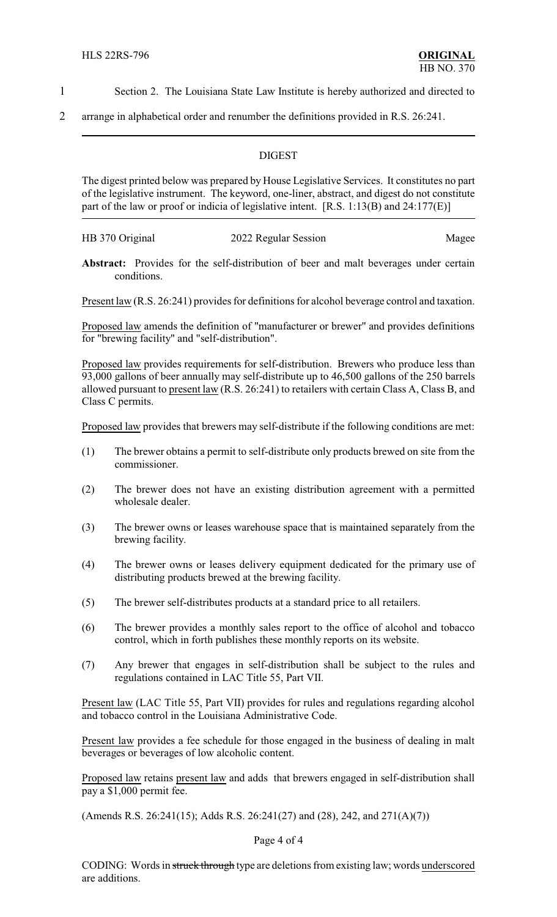1 Section 2. The Louisiana State Law Institute is hereby authorized and directed to

2 arrange in alphabetical order and renumber the definitions provided in R.S. 26:241.

## DIGEST

The digest printed below was prepared by House Legislative Services. It constitutes no part of the legislative instrument. The keyword, one-liner, abstract, and digest do not constitute part of the law or proof or indicia of legislative intent. [R.S. 1:13(B) and 24:177(E)]

HB 370 Original — 2022 Regular Session — Magee

**Abstract:** Provides for the self-distribution of beer and malt beverages under certain conditions.

Present law (R.S. 26:241) provides for definitions for alcohol beverage control and taxation.

Proposed law amends the definition of "manufacturer or brewer" and provides definitions for "brewing facility" and "self-distribution".

Proposed law provides requirements for self-distribution. Brewers who produce less than 93,000 gallons of beer annually may self-distribute up to 46,500 gallons of the 250 barrels allowed pursuant to present law (R.S. 26:241) to retailers with certain Class A, Class B, and Class C permits.

Proposed law provides that brewers may self-distribute if the following conditions are met:

(1) The brewer obtains a permit to self-distribute only products brewed on site from the commissioner.

(2) The brewer does not have an existing distribution agreement with a permitted wholesale dealer.

(3) The brewer owns or leases warehouse space that is maintained separately from the brewing facility.

(4) The brewer owns or leases delivery equipment dedicated for the primary use of distributing products brewed at the brewing facility.

(5) The brewer self-distributes products at a standard price to all retailers.

(6) The brewer provides a monthly sales report to the office of alcohol and tobacco control, which in forth publishes these monthly reports on its website.

(7) Any brewer that engages in self-distribution shall be subject to the rules and regulations contained in LAC Title 55, Part VII.

Present law (LAC Title 55, Part VII) provides for rules and regulations regarding alcohol and tobacco control in the Louisiana Administrative Code.

Present law provides a fee schedule for those engaged in the business of dealing in malt beverages or beverages of low alcoholic content.

Proposed law retains present law and adds that brewers engaged in self-distribution shall pay a $1,000 permit fee.

(Amends R.S. 26:241(15); Adds R.S. 26:241(27) and (28), 242, and 271(A)(7))

CODING: Words in ~~struck through~~ type are deletions from existing law; words underscored are additions.